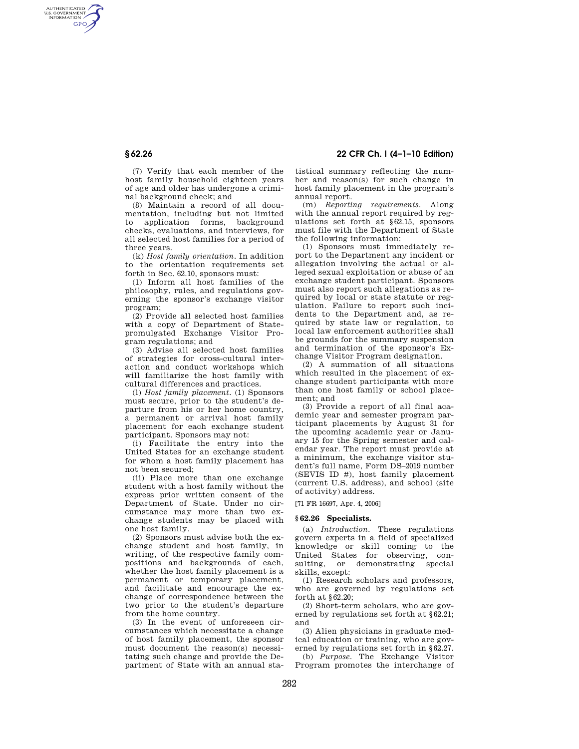(7) Verify that each member of the host family household eighteen years of age and older has undergone a criminal background check; and

(8) Maintain a record of all documentation, including but not limited to application forms, background checks, evaluations, and interviews, for all selected host families for a period of three years.

(k) *Host family orientation.* In addition to the orientation requirements set forth in Sec. 62.10, sponsors must:

(1) Inform all host families of the philosophy, rules, and regulations governing the sponsor's exchange visitor program;

(2) Provide all selected host families with a copy of Department of State-promulgated Exchange Visitor Program regulations; and

(3) Advise all selected host families of strategies for cross-cultural interaction and conduct workshops which will familiarize the host family with cultural differences and practices.

(l) *Host family placement.* (1) Sponsors must secure, prior to the student's departure from his or her home country, a permanent or arrival host family placement for each exchange student participant. Sponsors may not:

(i) Facilitate the entry into the United States for an exchange student for whom a host family placement has not been secured;

(ii) Place more than one exchange student with a host family without the express prior written consent of the Department of State. Under no circumstance may more than two exchange students may be placed with one host family.

(2) Sponsors must advise both the exchange student and host family, in writing, of the respective family compositions and backgrounds of each, whether the host family placement is a permanent or temporary placement, and facilitate and encourage the exchange of correspondence between the two prior to the student's departure from the home country.

(3) In the event of unforeseen circumstances which necessitate a change of host family placement, the sponsor must document the reason(s) necessitating such change and provide the Department of State with an annual statistical summary reflecting the number and reason(s) for such change in host family placement in the program's annual report.

(m) *Reporting requirements.* Along with the annual report required by regulations set forth at §62.15, sponsors must file with the Department of State the following information:

(1) Sponsors must immediately report to the Department any incident or allegation involving the actual or alleged sexual exploitation or abuse of an exchange student participant. Sponsors must also report such allegations as required by local or state statute or regulation. Failure to report such incidents to the Department and, as required by state law or regulation, to local law enforcement authorities shall be grounds for the summary suspension and termination of the sponsor's Exchange Visitor Program designation.

(2) A summation of all situations which resulted in the placement of exchange student participants with more than one host family or school placement; and

(3) Provide a report of all final academic year and semester program participant placements by August 31 for the upcoming academic year or January 15 for the Spring semester and calendar year. The report must provide at a minimum, the exchange visitor student's full name, Form DS–2019 number (SEVIS ID #), host family placement (current U.S. address), and school (site of activity) address.

[71 FR 16697, Apr. 4, 2006]

## § 62.26 Specialists.

(a) *Introduction.* These regulations govern experts in a field of specialized knowledge or skill coming to the United States for observing, consulting, or demonstrating special skills, except:

(1) Research scholars and professors, who are governed by regulations set forth at §62.20;

(2) Short-term scholars, who are governed by regulations set forth at §62.21; and

(3) Alien physicians in graduate medical education or training, who are governed by regulations set forth in §62.27.

(b) *Purpose.* The Exchange Visitor Program promotes the interchange of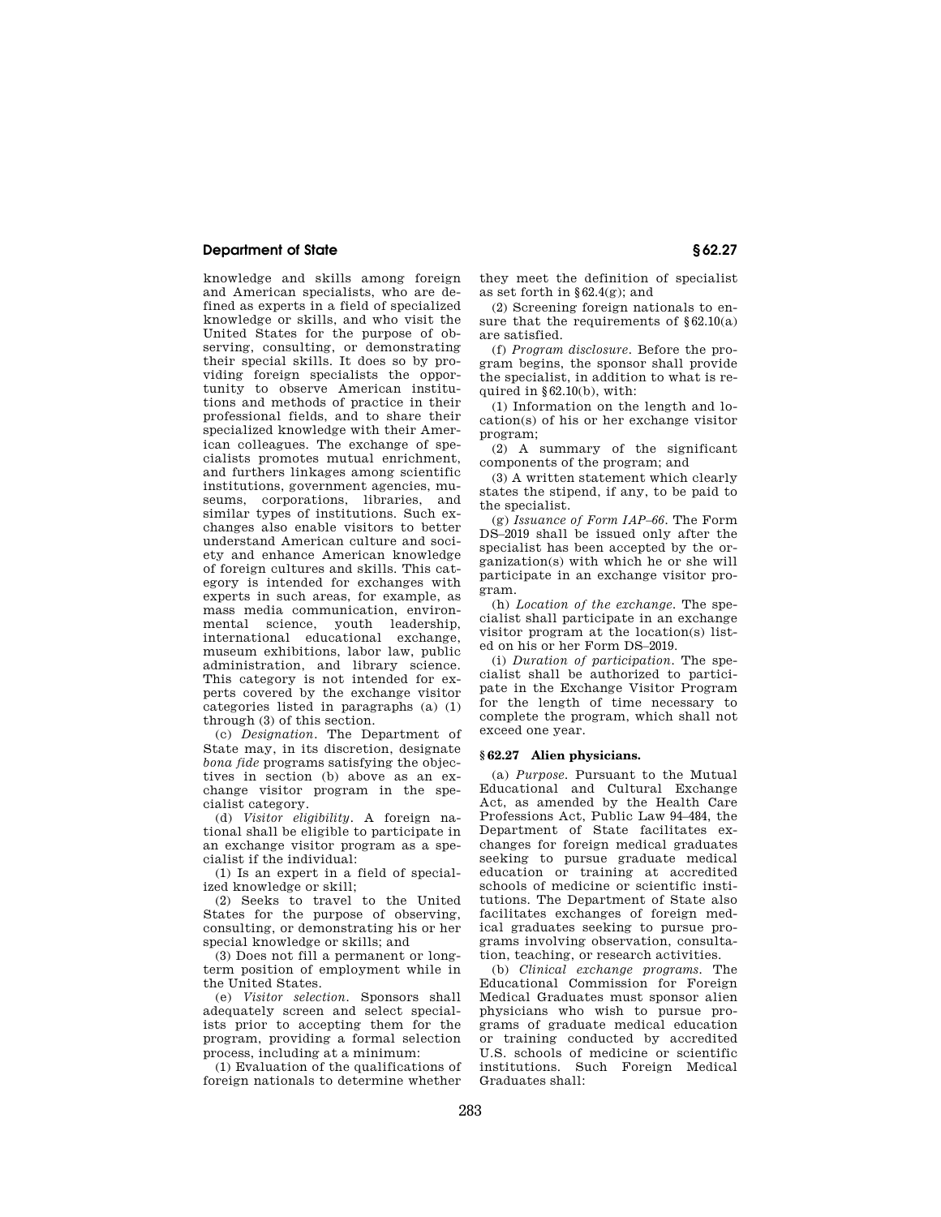knowledge and skills among foreign and American specialists, who are defined as experts in a field of specialized knowledge or skills, and who visit the United States for the purpose of observing, consulting, or demonstrating their special skills. It does so by providing foreign specialists the opportunity to observe American institutions and methods of practice in their professional fields, and to share their specialized knowledge with their American colleagues. The exchange of specialists promotes mutual enrichment, and furthers linkages among scientific institutions, government agencies, museums, corporations, libraries, and similar types of institutions. Such exchanges also enable visitors to better understand American culture and society and enhance American knowledge of foreign cultures and skills. This category is intended for exchanges with experts in such areas, for example, as mass media communication, environmental science, youth leadership, international educational exchange, museum exhibitions, labor law, public administration, and library science. This category is not intended for experts covered by the exchange visitor categories listed in paragraphs (a) (1) through (3) of this section.

(c) *Designation.* The Department of State may, in its discretion, designate *bona fide* programs satisfying the objectives in section (b) above as an exchange visitor program in the specialist category.

(d) *Visitor eligibility.* A foreign national shall be eligible to participate in an exchange visitor program as a specialist if the individual:

(1) Is an expert in a field of specialized knowledge or skill;

(2) Seeks to travel to the United States for the purpose of observing, consulting, or demonstrating his or her special knowledge or skills; and

(3) Does not fill a permanent or long-term position of employment while in the United States.

(e) *Visitor selection.* Sponsors shall adequately screen and select specialists prior to accepting them for the program, providing a formal selection process, including at a minimum:

(1) Evaluation of the qualifications of foreign nationals to determine whether they meet the definition of specialist as set forth in §62.4(g); and

(2) Screening foreign nationals to ensure that the requirements of §62.10(a) are satisfied.

(f) *Program disclosure.* Before the program begins, the sponsor shall provide the specialist, in addition to what is required in §62.10(b), with:

(1) Information on the length and location(s) of his or her exchange visitor program;

(2) A summary of the significant components of the program; and

(3) A written statement which clearly states the stipend, if any, to be paid to the specialist.

(g) *Issuance of Form IAP–66.* The Form DS–2019 shall be issued only after the specialist has been accepted by the organization(s) with which he or she will participate in an exchange visitor program.

(h) *Location of the exchange.* The specialist shall participate in an exchange visitor program at the location(s) listed on his or her Form DS–2019.

(i) *Duration of participation.* The specialist shall be authorized to participate in the Exchange Visitor Program for the length of time necessary to complete the program, which shall not exceed one year.

### §62.27 Alien physicians.

(a) *Purpose.* Pursuant to the Mutual Educational and Cultural Exchange Act, as amended by the Health Care Professions Act, Public Law 94–484, the Department of State facilitates exchanges for foreign medical graduates seeking to pursue graduate medical education or training at accredited schools of medicine or scientific institutions. The Department of State also facilitates exchanges of foreign medical graduates seeking to pursue programs involving observation, consultation, teaching, or research activities.

(b) *Clinical exchange programs.* The Educational Commission for Foreign Medical Graduates must sponsor alien physicians who wish to pursue programs of graduate medical education or training conducted by accredited U.S. schools of medicine or scientific institutions. Such Foreign Medical Graduates shall: